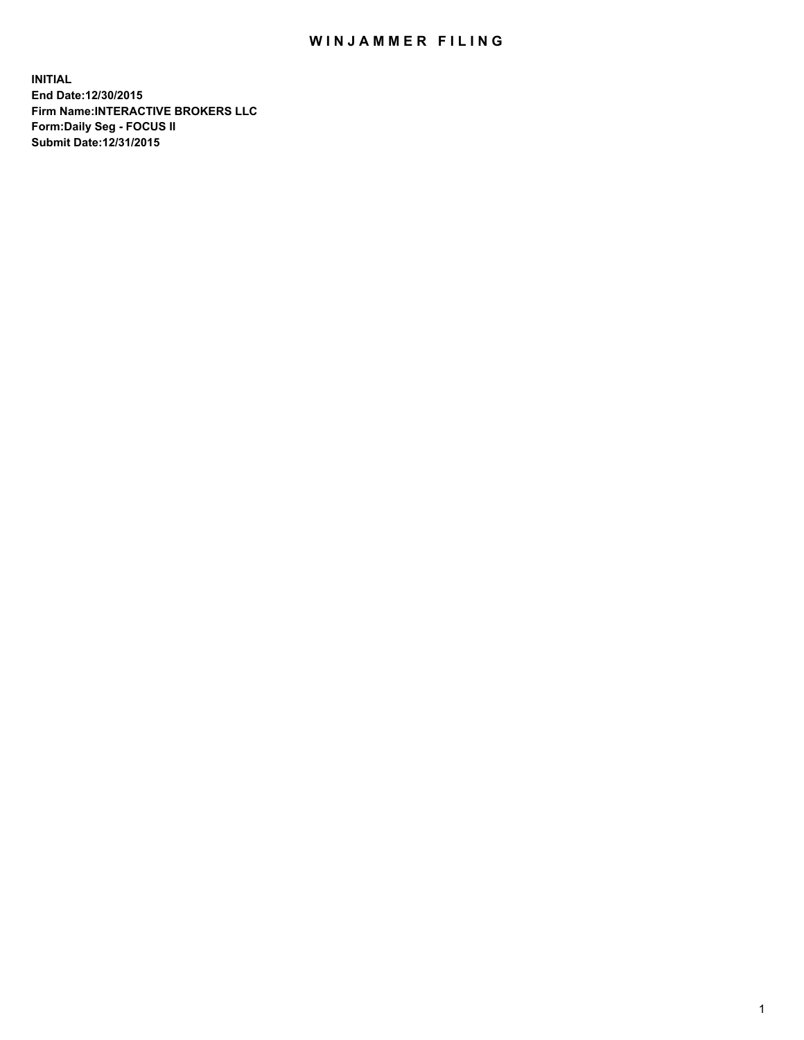# WINJAMMER FILING

**INITIAL**
**End Date:12/30/2015**
**Firm Name:INTERACTIVE BROKERS LLC**
**Form:Daily Seg - FOCUS II**
**Submit Date:12/31/2015**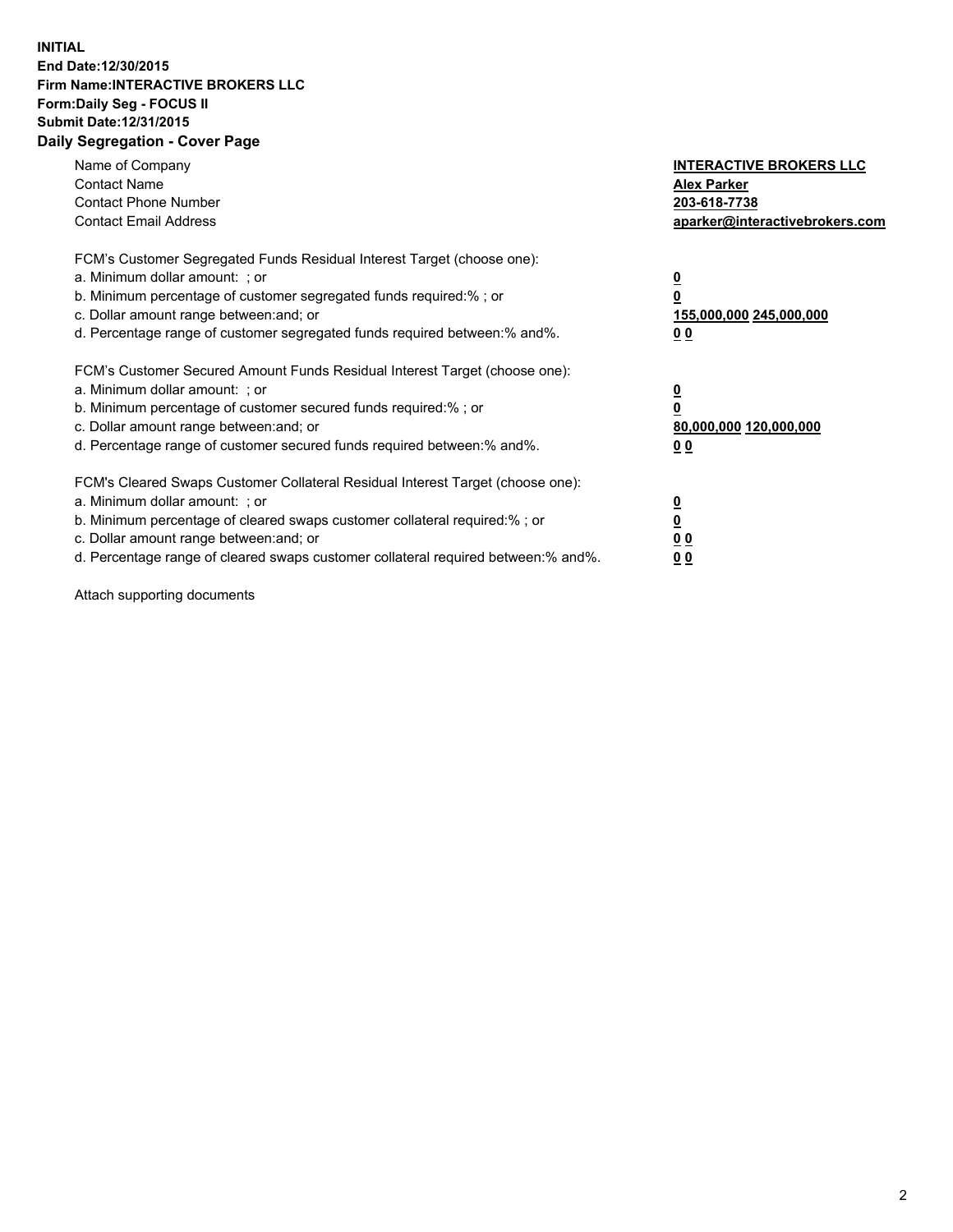**INITIAL**
**End Date:12/30/2015**
**Firm Name:INTERACTIVE BROKERS LLC**
**Form:Daily Seg - FOCUS II**
**Submit Date:12/31/2015**

## Daily Segregation - Cover Page

| | |
|---|---|
| Name of Company | **INTERACTIVE BROKERS LLC** |
| Contact Name | **Alex Parker** |
| Contact Phone Number | **203-618-7738** |
| Contact Email Address | **aparker@interactivebrokers.com** |

FCM's Customer Segregated Funds Residual Interest Target (choose one):

| | |
|---|---|
| a. Minimum dollar amount: ; or | **0** |
| b. Minimum percentage of customer segregated funds required:% ; or | **0** |
| c. Dollar amount range between:and; or | **155,000,000 245,000,000** |
| d. Percentage range of customer segregated funds required between:% and%. | **0 0** |

FCM's Customer Secured Amount Funds Residual Interest Target (choose one):

| | |
|---|---|
| a. Minimum dollar amount: ; or | **0** |
| b. Minimum percentage of customer secured funds required:% ; or | **0** |
| c. Dollar amount range between:and; or | **80,000,000 120,000,000** |
| d. Percentage range of customer secured funds required between:% and%. | **0 0** |

FCM's Cleared Swaps Customer Collateral Residual Interest Target (choose one):

| | |
|---|---|
| a. Minimum dollar amount: ; or | **0** |
| b. Minimum percentage of cleared swaps customer collateral required:% ; or | **0** |
| c. Dollar amount range between:and; or | **0 0** |
| d. Percentage range of cleared swaps customer collateral required between:% and%. | **0 0** |

Attach supporting documents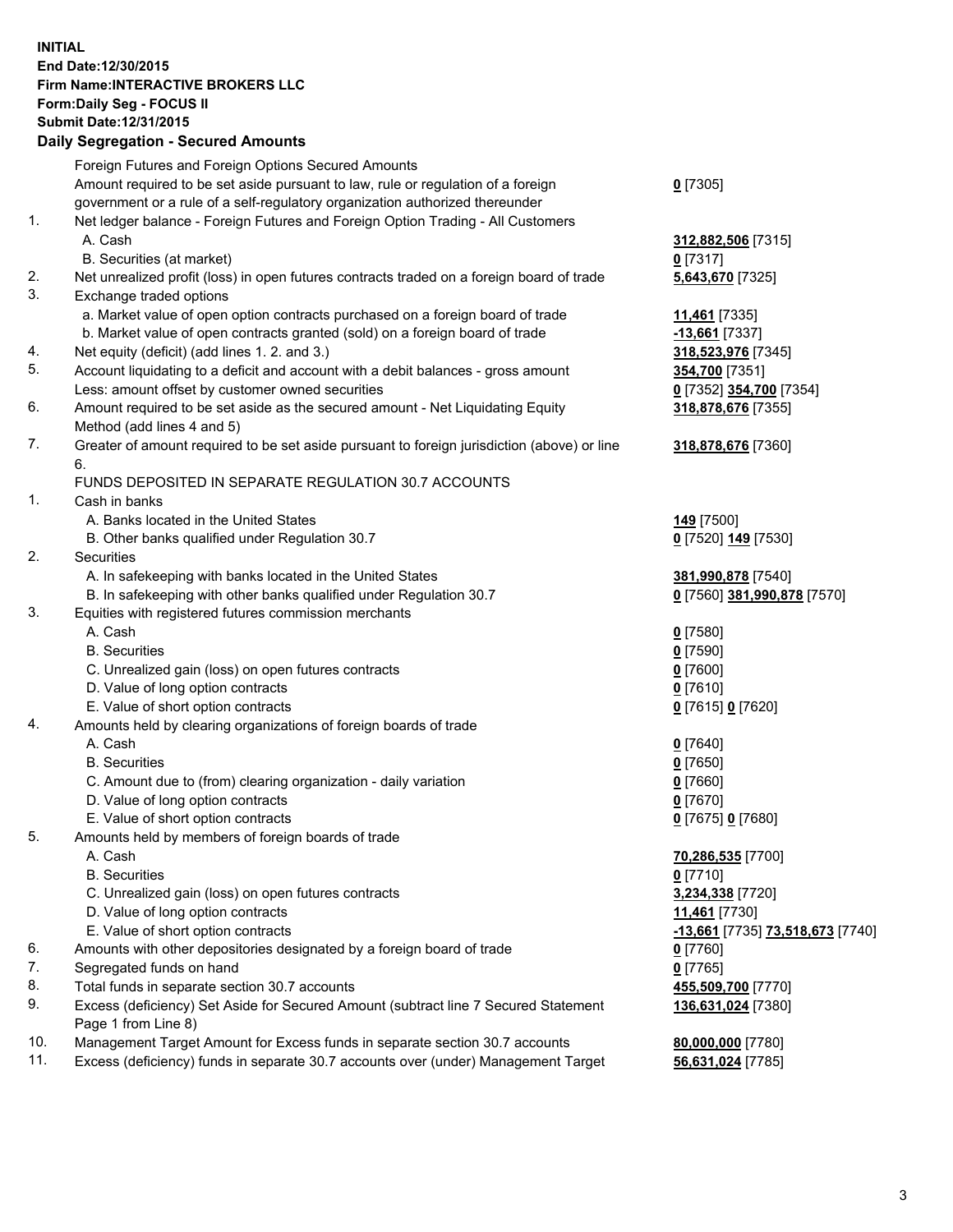**INITIAL**
**End Date:12/30/2015**
**Firm Name:INTERACTIVE BROKERS LLC**
**Form:Daily Seg - FOCUS II**
**Submit Date:12/31/2015**

## Daily Segregation - Secured Amounts

| | | |
|---|---|---|
| | Foreign Futures and Foreign Options Secured Amounts | |
| | Amount required to be set aside pursuant to law, rule or regulation of a foreign government or a rule of a self-regulatory organization authorized thereunder | 0 [7305] |
| 1. | Net ledger balance - Foreign Futures and Foreign Option Trading - All Customers | |
| | A. Cash | 312,882,506 [7315] |
| | B. Securities (at market) | 0 [7317] |
| 2. | Net unrealized profit (loss) in open futures contracts traded on a foreign board of trade | 5,643,670 [7325] |
| 3. | Exchange traded options | |
| | a. Market value of open option contracts purchased on a foreign board of trade | 11,461 [7335] |
| | b. Market value of open contracts granted (sold) on a foreign board of trade | -13,661 [7337] |
| 4. | Net equity (deficit) (add lines 1. 2. and 3.) | 318,523,976 [7345] |
| 5. | Account liquidating to a deficit and account with a debit balances - gross amount | 354,700 [7351] |
| | Less: amount offset by customer owned securities | 0 [7352] 354,700 [7354] |
| 6. | Amount required to be set aside as the secured amount - Net Liquidating Equity Method (add lines 4 and 5) | 318,878,676 [7355] |
| 7. | Greater of amount required to be set aside pursuant to foreign jurisdiction (above) or line 6. | 318,878,676 [7360] |
| | FUNDS DEPOSITED IN SEPARATE REGULATION 30.7 ACCOUNTS | |
| 1. | Cash in banks | |
| | A. Banks located in the United States | 149 [7500] |
| | B. Other banks qualified under Regulation 30.7 | 0 [7520] 149 [7530] |
| 2. | Securities | |
| | A. In safekeeping with banks located in the United States | 381,990,878 [7540] |
| | B. In safekeeping with other banks qualified under Regulation 30.7 | 0 [7560] 381,990,878 [7570] |
| 3. | Equities with registered futures commission merchants | |
| | A. Cash | 0 [7580] |
| | B. Securities | 0 [7590] |
| | C. Unrealized gain (loss) on open futures contracts | 0 [7600] |
| | D. Value of long option contracts | 0 [7610] |
| | E. Value of short option contracts | 0 [7615] 0 [7620] |
| 4. | Amounts held by clearing organizations of foreign boards of trade | |
| | A. Cash | 0 [7640] |
| | B. Securities | 0 [7650] |
| | C. Amount due to (from) clearing organization - daily variation | 0 [7660] |
| | D. Value of long option contracts | 0 [7670] |
| | E. Value of short option contracts | 0 [7675] 0 [7680] |
| 5. | Amounts held by members of foreign boards of trade | |
| | A. Cash | 70,286,535 [7700] |
| | B. Securities | 0 [7710] |
| | C. Unrealized gain (loss) on open futures contracts | 3,234,338 [7720] |
| | D. Value of long option contracts | 11,461 [7730] |
| | E. Value of short option contracts | -13,661 [7735] 73,518,673 [7740] |
| 6. | Amounts with other depositories designated by a foreign board of trade | 0 [7760] |
| 7. | Segregated funds on hand | 0 [7765] |
| 8. | Total funds in separate section 30.7 accounts | 455,509,700 [7770] |
| 9. | Excess (deficiency) Set Aside for Secured Amount (subtract line 7 Secured Statement Page 1 from Line 8) | 136,631,024 [7380] |
| 10. | Management Target Amount for Excess funds in separate section 30.7 accounts | 80,000,000 [7780] |
| 11. | Excess (deficiency) funds in separate 30.7 accounts over (under) Management Target | 56,631,024 [7785] |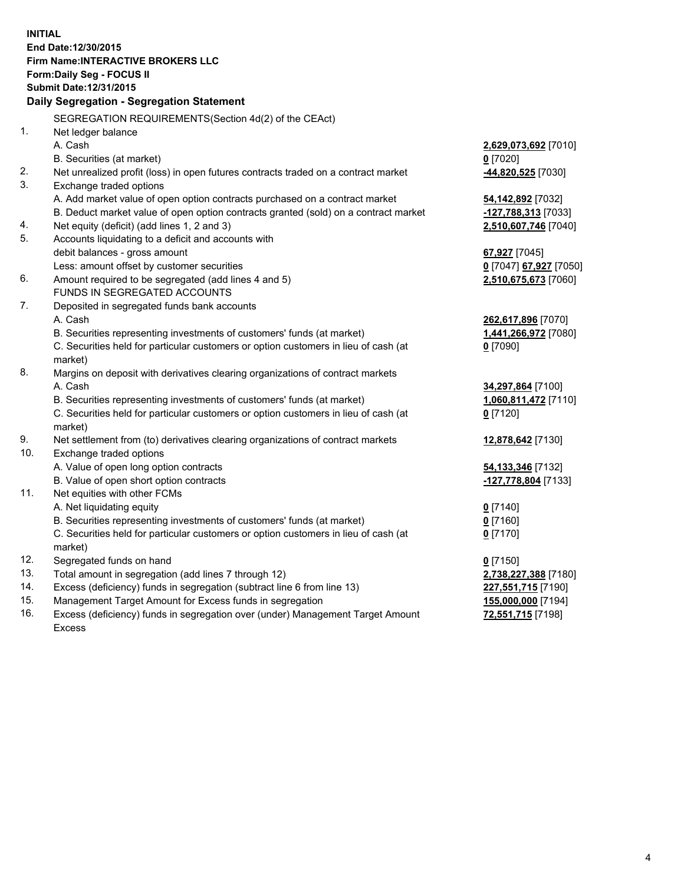**INITIAL**
**End Date:12/30/2015**
**Firm Name:INTERACTIVE BROKERS LLC**
**Form:Daily Seg - FOCUS II**
**Submit Date:12/31/2015**
**Daily Segregation - Segregation Statement**

SEGREGATION REQUIREMENTS(Section 4d(2) of the CEAct)

| | | |
|---|---|---|
| 1. | Net ledger balance | |
| | A. Cash | **2,629,073,692** [7010] |
| | B. Securities (at market) | **0** [7020] |
| 2. | Net unrealized profit (loss) in open futures contracts traded on a contract market | **-44,820,525** [7030] |
| 3. | Exchange traded options | |
| | A. Add market value of open option contracts purchased on a contract market | **54,142,892** [7032] |
| | B. Deduct market value of open option contracts granted (sold) on a contract market | **-127,788,313** [7033] |
| 4. | Net equity (deficit) (add lines 1, 2 and 3) | **2,510,607,746** [7040] |
| 5. | Accounts liquidating to a deficit and accounts with debit balances - gross amount | **67,927** [7045] |
| | Less: amount offset by customer securities | **0** [7047] **67,927** [7050] |
| 6. | Amount required to be segregated (add lines 4 and 5) | **2,510,675,673** [7060] |
| | FUNDS IN SEGREGATED ACCOUNTS | |
| 7. | Deposited in segregated funds bank accounts | |
| | A. Cash | **262,617,896** [7070] |
| | B. Securities representing investments of customers' funds (at market) | **1,441,266,972** [7080] |
| | C. Securities held for particular customers or option customers in lieu of cash (at market) | **0** [7090] |
| 8. | Margins on deposit with derivatives clearing organizations of contract markets | |
| | A. Cash | **34,297,864** [7100] |
| | B. Securities representing investments of customers' funds (at market) | **1,060,811,472** [7110] |
| | C. Securities held for particular customers or option customers in lieu of cash (at market) | **0** [7120] |
| 9. | Net settlement from (to) derivatives clearing organizations of contract markets | **12,878,642** [7130] |
| 10. | Exchange traded options | |
| | A. Value of open long option contracts | **54,133,346** [7132] |
| | B. Value of open short option contracts | **-127,778,804** [7133] |
| 11. | Net equities with other FCMs | |
| | A. Net liquidating equity | **0** [7140] |
| | B. Securities representing investments of customers' funds (at market) | **0** [7160] |
| | C. Securities held for particular customers or option customers in lieu of cash (at market) | **0** [7170] |
| 12. | Segregated funds on hand | **0** [7150] |
| 13. | Total amount in segregation (add lines 7 through 12) | **2,738,227,388** [7180] |
| 14. | Excess (deficiency) funds in segregation (subtract line 6 from line 13) | **227,551,715** [7190] |
| 15. | Management Target Amount for Excess funds in segregation | **155,000,000** [7194] |
| 16. | Excess (deficiency) funds in segregation over (under) Management Target Amount Excess | **72,551,715** [7198] |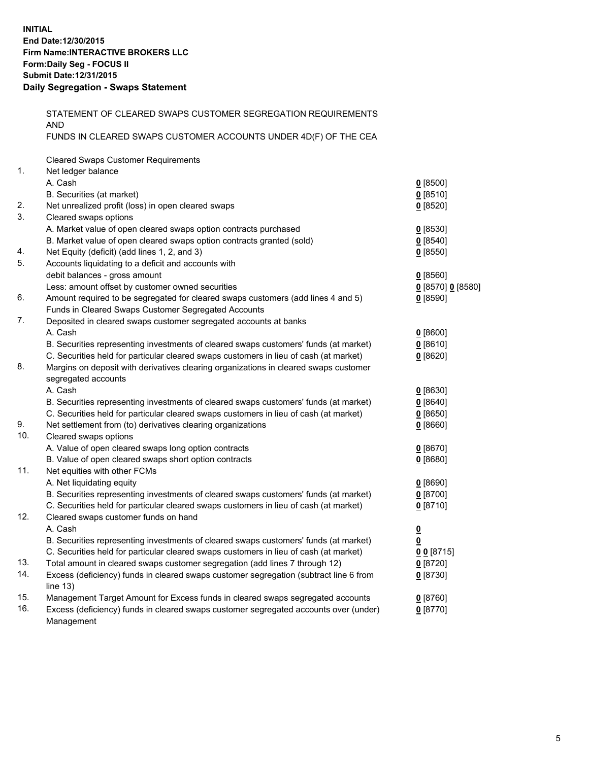**INITIAL**
**End Date:12/30/2015**
**Firm Name:INTERACTIVE BROKERS LLC**
**Form:Daily Seg - FOCUS II**
**Submit Date:12/31/2015**
**Daily Segregation - Swaps Statement**

STATEMENT OF CLEARED SWAPS CUSTOMER SEGREGATION REQUIREMENTS
AND
FUNDS IN CLEARED SWAPS CUSTOMER ACCOUNTS UNDER 4D(F) OF THE CEA

| | | |
|---|---|---|
| | Cleared Swaps Customer Requirements | |
| 1. | Net ledger balance | |
| | A. Cash | 0 [8500] |
| | B. Securities (at market) | 0 [8510] |
| 2. | Net unrealized profit (loss) in open cleared swaps | 0 [8520] |
| 3. | Cleared swaps options | |
| | A. Market value of open cleared swaps option contracts purchased | 0 [8530] |
| | B. Market value of open cleared swaps option contracts granted (sold) | 0 [8540] |
| 4. | Net Equity (deficit) (add lines 1, 2, and 3) | 0 [8550] |
| 5. | Accounts liquidating to a deficit and accounts with | |
| | debit balances - gross amount | 0 [8560] |
| | Less: amount offset by customer owned securities | 0 [8570] 0 [8580] |
| 6. | Amount required to be segregated for cleared swaps customers (add lines 4 and 5) | 0 [8590] |
| | Funds in Cleared Swaps Customer Segregated Accounts | |
| 7. | Deposited in cleared swaps customer segregated accounts at banks | |
| | A. Cash | 0 [8600] |
| | B. Securities representing investments of cleared swaps customers' funds (at market) | 0 [8610] |
| | C. Securities held for particular cleared swaps customers in lieu of cash (at market) | 0 [8620] |
| 8. | Margins on deposit with derivatives clearing organizations in cleared swaps customer segregated accounts | |
| | A. Cash | 0 [8630] |
| | B. Securities representing investments of cleared swaps customers' funds (at market) | 0 [8640] |
| | C. Securities held for particular cleared swaps customers in lieu of cash (at market) | 0 [8650] |
| 9. | Net settlement from (to) derivatives clearing organizations | 0 [8660] |
| 10. | Cleared swaps options | |
| | A. Value of open cleared swaps long option contracts | 0 [8670] |
| | B. Value of open cleared swaps short option contracts | 0 [8680] |
| 11. | Net equities with other FCMs | |
| | A. Net liquidating equity | 0 [8690] |
| | B. Securities representing investments of cleared swaps customers' funds (at market) | 0 [8700] |
| | C. Securities held for particular cleared swaps customers in lieu of cash (at market) | 0 [8710] |
| 12. | Cleared swaps customer funds on hand | |
| | A. Cash | 0 |
| | B. Securities representing investments of cleared swaps customers' funds (at market) | 0 |
| | C. Securities held for particular cleared swaps customers in lieu of cash (at market) | 0 0 [8715] |
| 13. | Total amount in cleared swaps customer segregation (add lines 7 through 12) | 0 [8720] |
| 14. | Excess (deficiency) funds in cleared swaps customer segregation (subtract line 6 from line 13) | 0 [8730] |
| 15. | Management Target Amount for Excess funds in cleared swaps segregated accounts | 0 [8760] |
| 16. | Excess (deficiency) funds in cleared swaps customer segregated accounts over (under) Management | 0 [8770] |